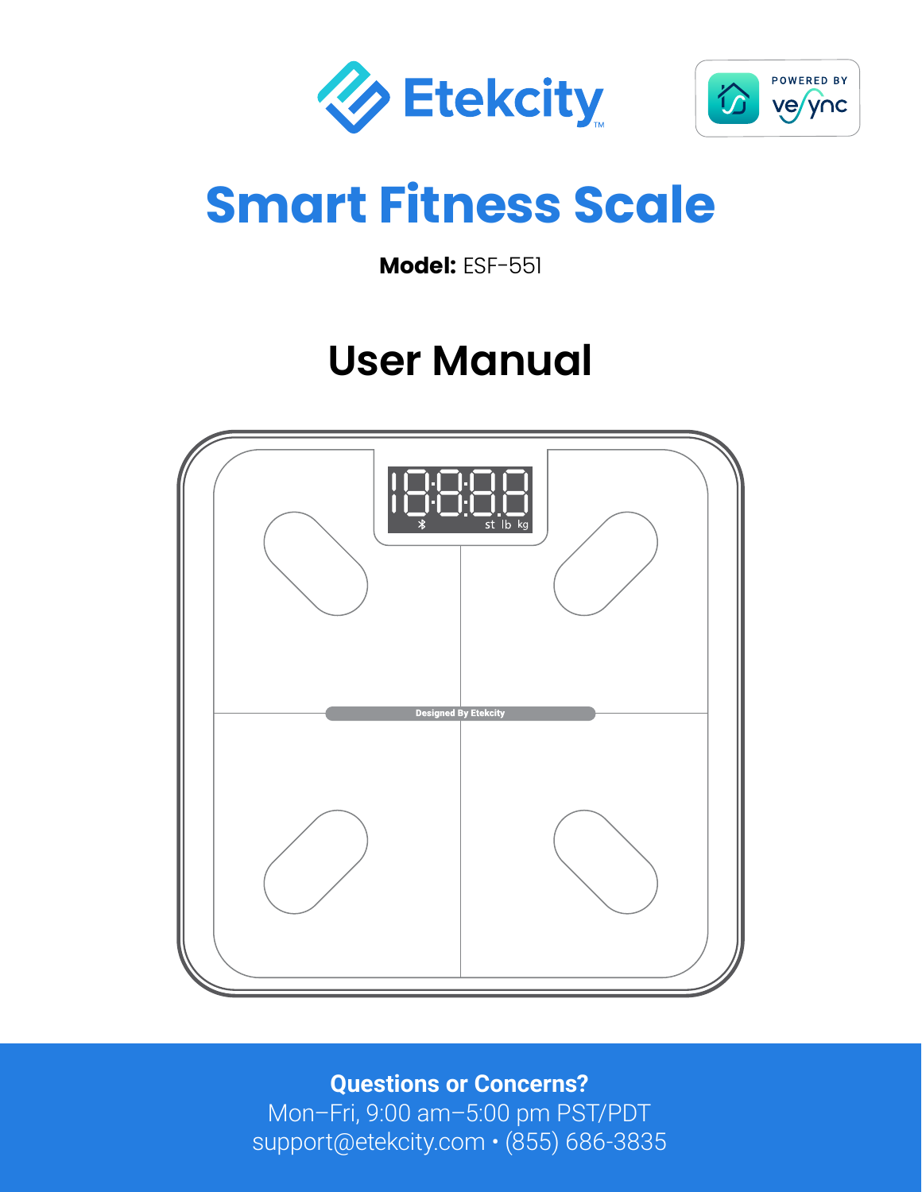Etekcity

POWERED BY VeSync

# Smart Fitness Scale

**Model:** ESF-551

# User Manual

**Questions or Concerns?**

Mon–Fri, 9:00 am–5:00 pm PST/PDT

support@etekcity.com • (855) 686-3835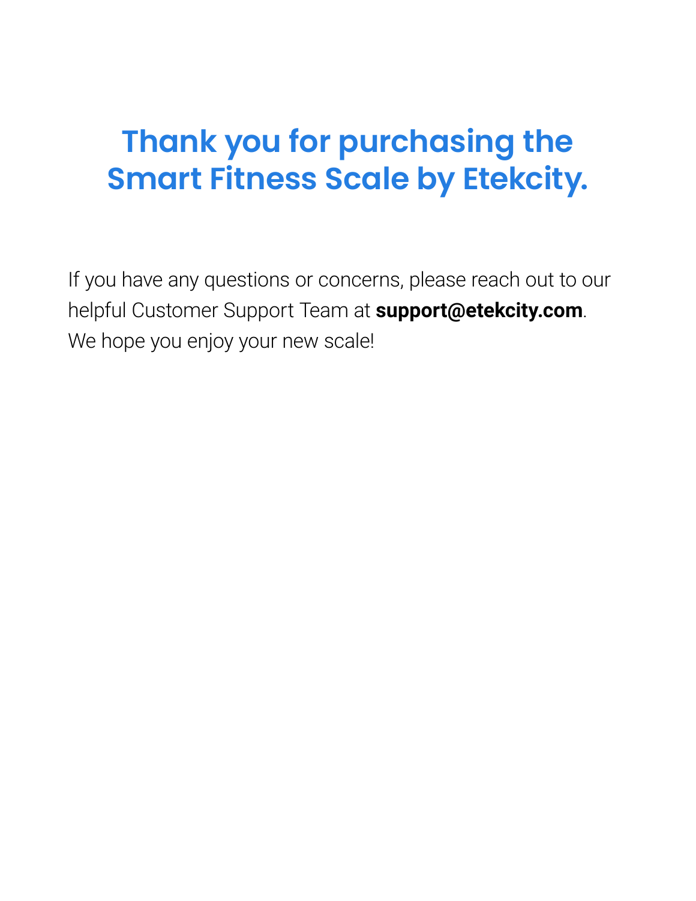# Thank you for purchasing the Smart Fitness Scale by Etekcity.

If you have any questions or concerns, please reach out to our helpful Customer Support Team at **support@etekcity.com**. We hope you enjoy your new scale!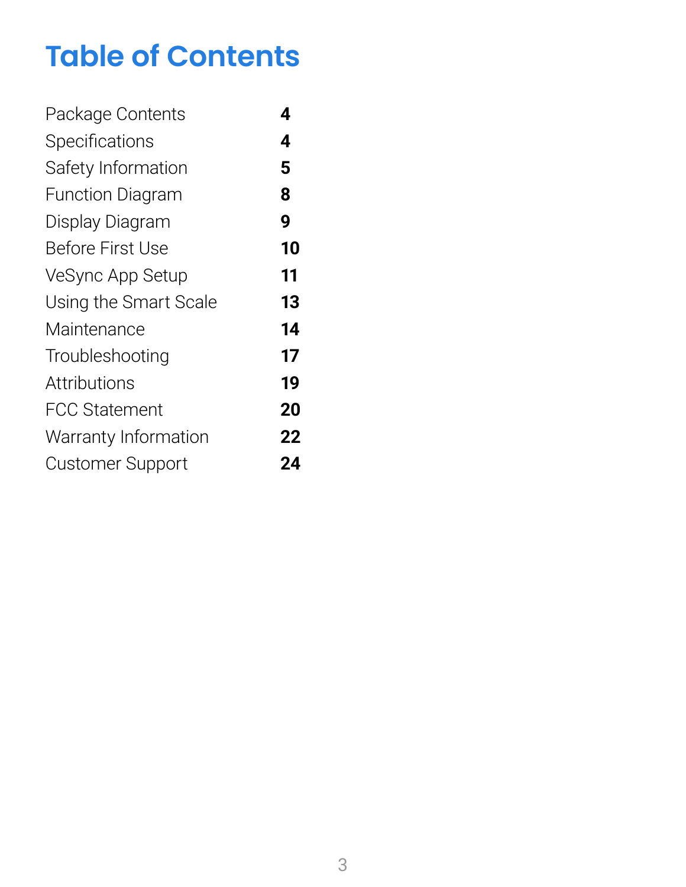# Table of Contents

| | |
|---|---|
| Package Contents | **4** |
| Specifications | **4** |
| Safety Information | **5** |
| Function Diagram | **8** |
| Display Diagram | **9** |
| Before First Use | **10** |
| VeSync App Setup | **11** |
| Using the Smart Scale | **13** |
| Maintenance | **14** |
| Troubleshooting | **17** |
| Attributions | **19** |
| FCC Statement | **20** |
| Warranty Information | **22** |
| Customer Support | **24** |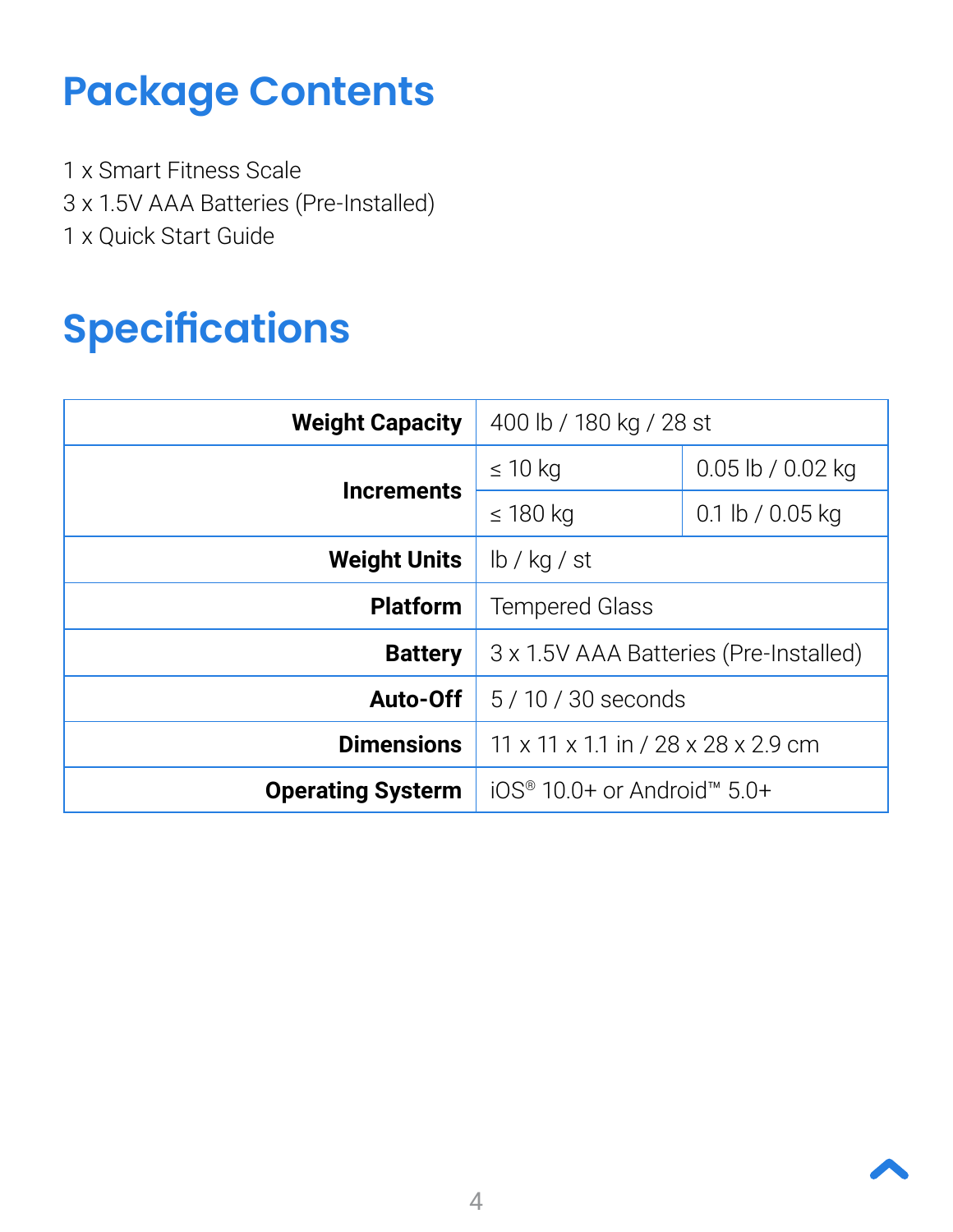# Package Contents

1 x Smart Fitness Scale
3 x 1.5V AAA Batteries (Pre-Installed)
1 x Quick Start Guide

# Specifications

| | | |
|---|---|---|
| **Weight Capacity** | 400 lb / 180 kg / 28 st | |
| **Increments** | ≤ 10 kg | 0.05 lb / 0.02 kg |
| | ≤ 180 kg | 0.1 lb / 0.05 kg |
| **Weight Units** | lb / kg / st | |
| **Platform** | Tempered Glass | |
| **Battery** | 3 x 1.5V AAA Batteries (Pre-Installed) | |
| **Auto-Off** | 5 / 10 / 30 seconds | |
| **Dimensions** | 11 x 11 x 1.1 in / 28 x 28 x 2.9 cm | |
| **Operating Systerm** | iOS® 10.0+ or Android™ 5.0+ | |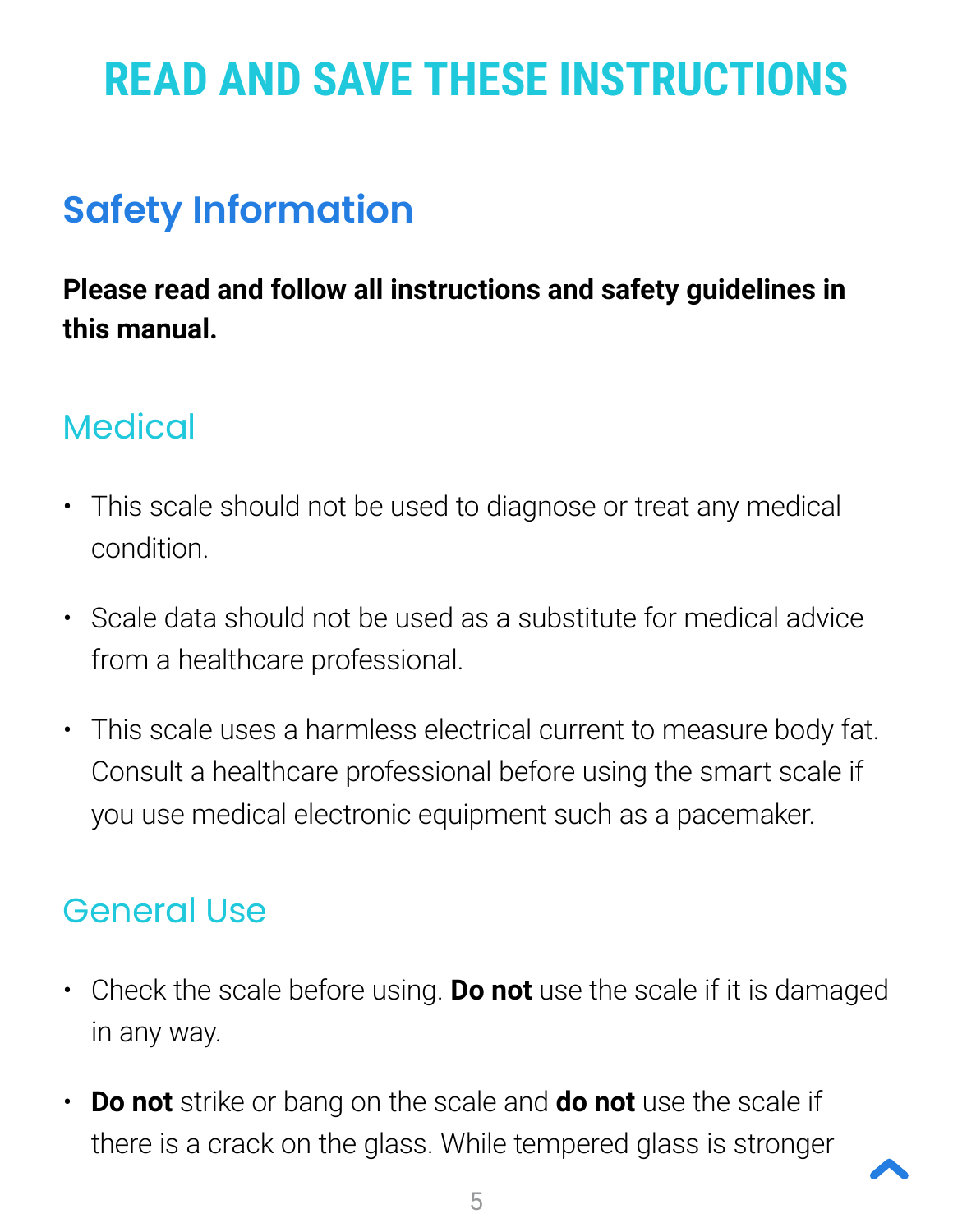# READ AND SAVE THESE INSTRUCTIONS

## Safety Information

**Please read and follow all instructions and safety guidelines in this manual.**

### Medical

- This scale should not be used to diagnose or treat any medical condition.
- Scale data should not be used as a substitute for medical advice from a healthcare professional.
- This scale uses a harmless electrical current to measure body fat. Consult a healthcare professional before using the smart scale if you use medical electronic equipment such as a pacemaker.

### General Use

- Check the scale before using. **Do not** use the scale if it is damaged in any way.
- **Do not** strike or bang on the scale and **do not** use the scale if there is a crack on the glass. While tempered glass is stronger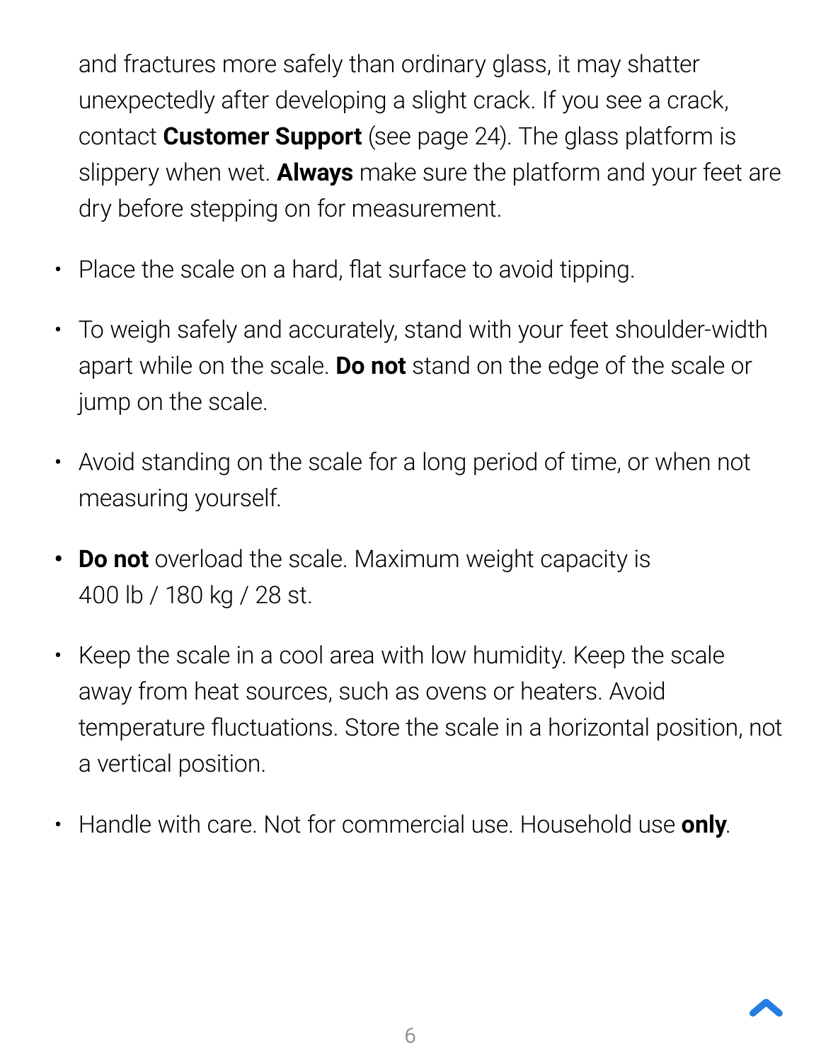and fractures more safely than ordinary glass, it may shatter unexpectedly after developing a slight crack. If you see a crack, contact **Customer Support** (see page 24). The glass platform is slippery when wet. **Always** make sure the platform and your feet are dry before stepping on for measurement.

- Place the scale on a hard, flat surface to avoid tipping.
- To weigh safely and accurately, stand with your feet shoulder-width apart while on the scale. **Do not** stand on the edge of the scale or jump on the scale.
- Avoid standing on the scale for a long period of time, or when not measuring yourself.
- **Do not** overload the scale. Maximum weight capacity is 400 lb / 180 kg / 28 st.
- Keep the scale in a cool area with low humidity. Keep the scale away from heat sources, such as ovens or heaters. Avoid temperature fluctuations. Store the scale in a horizontal position, not a vertical position.
- Handle with care. Not for commercial use. Household use **only**.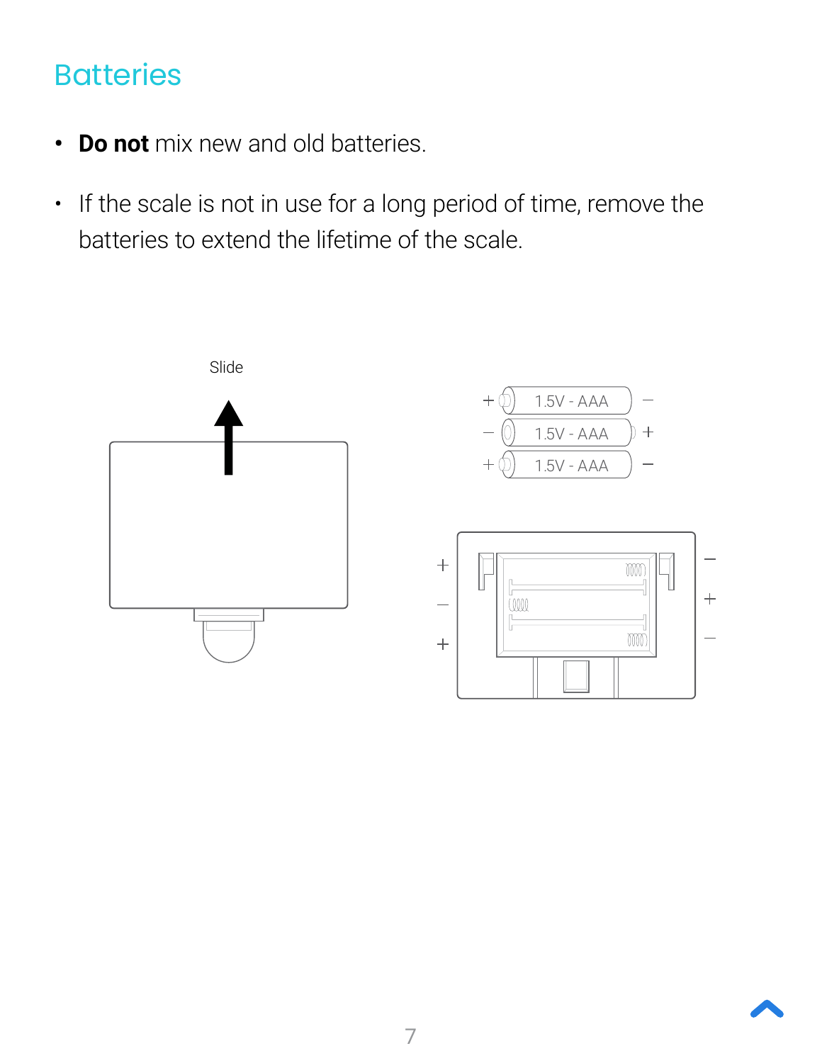## Batteries

- **Do not** mix new and old batteries.
- If the scale is not in use for a long period of time, remove the batteries to extend the lifetime of the scale.

Slide

1.5V - AAA

1.5V - AAA

1.5V - AAA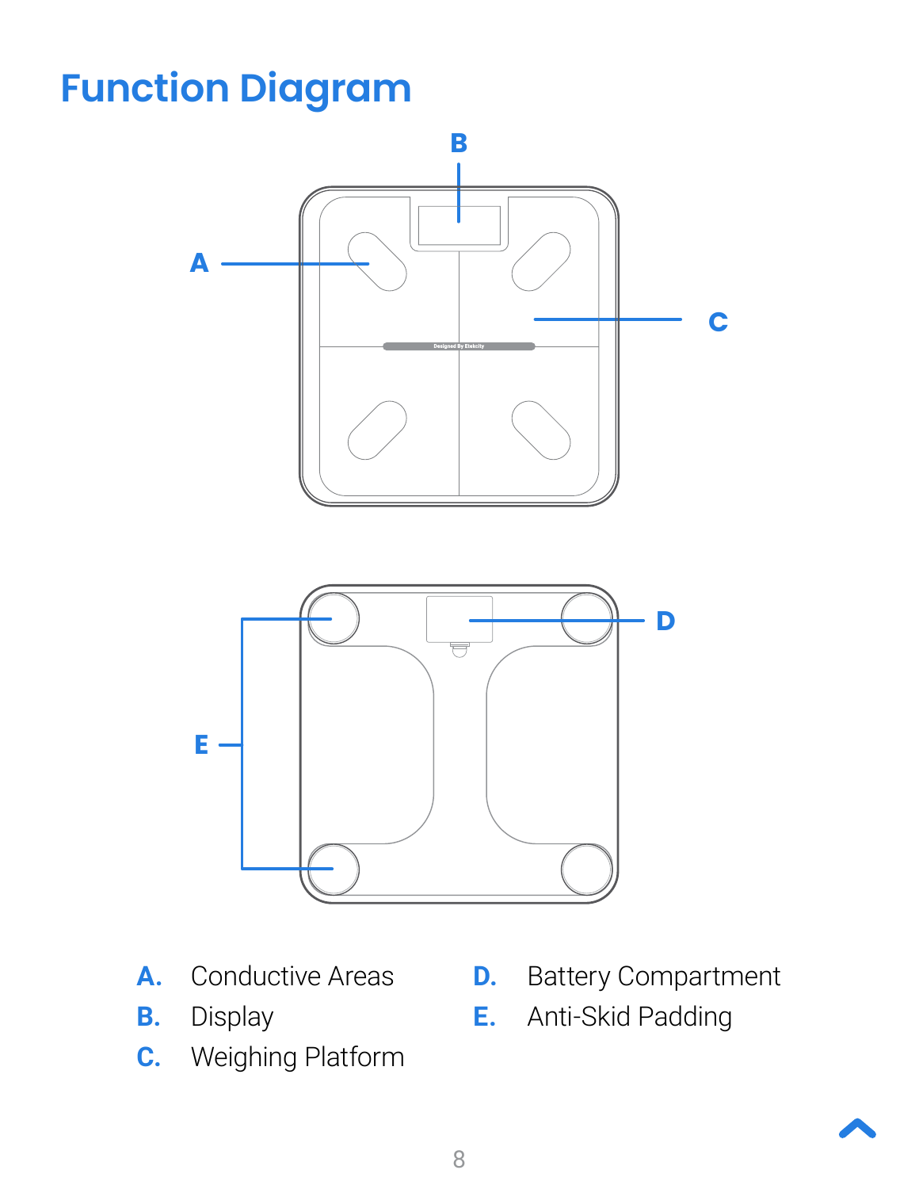# Function Diagram

A. Conductive Areas
B. Display
C. Weighing Platform
D. Battery Compartment
E. Anti-Skid Padding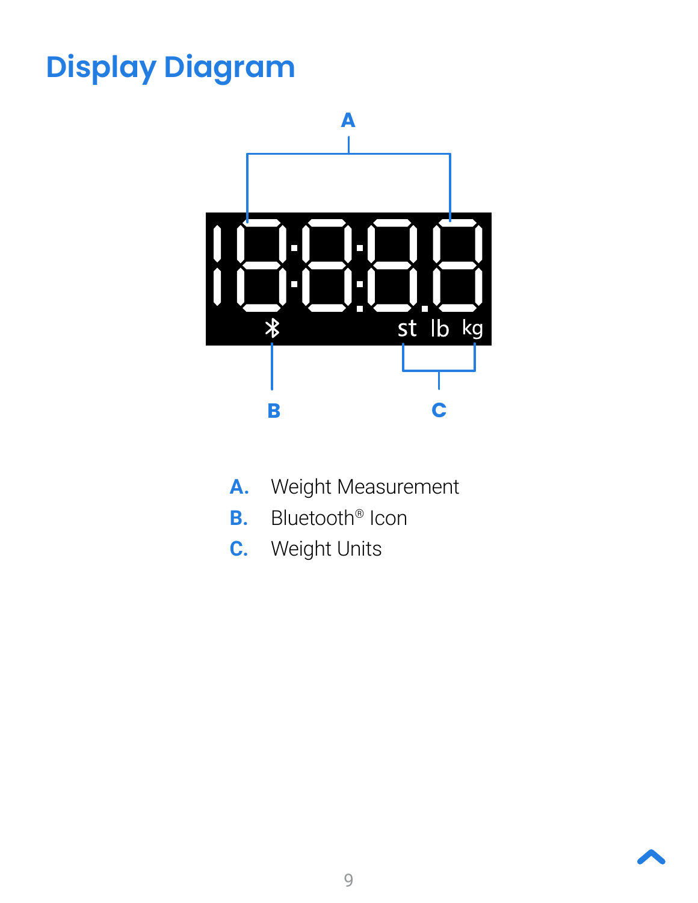# Display Diagram

A. Weight Measurement
B. Bluetooth® Icon
C. Weight Units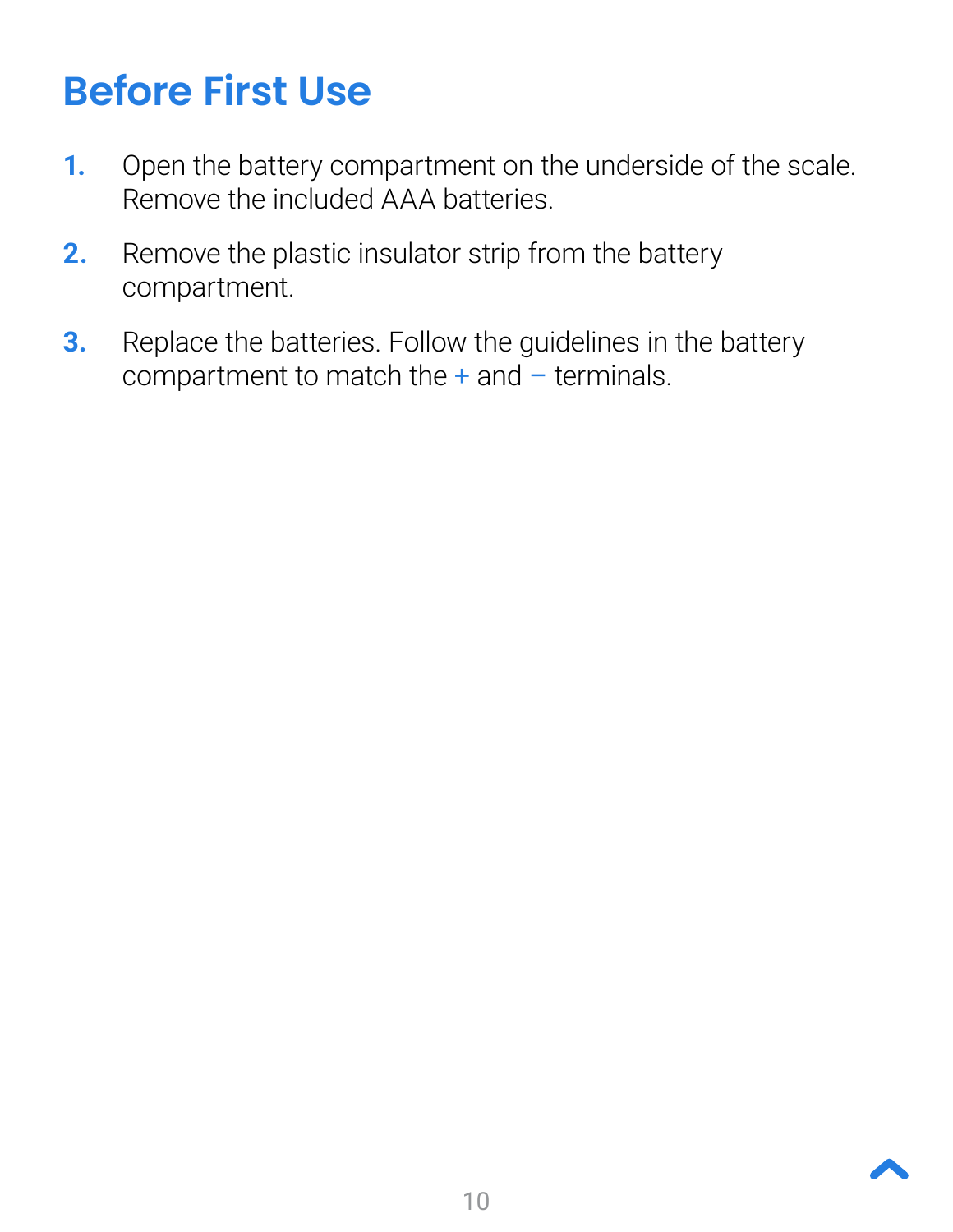# Before First Use

1. Open the battery compartment on the underside of the scale. Remove the included AAA batteries.
2. Remove the plastic insulator strip from the battery compartment.
3. Replace the batteries. Follow the guidelines in the battery compartment to match the + and – terminals.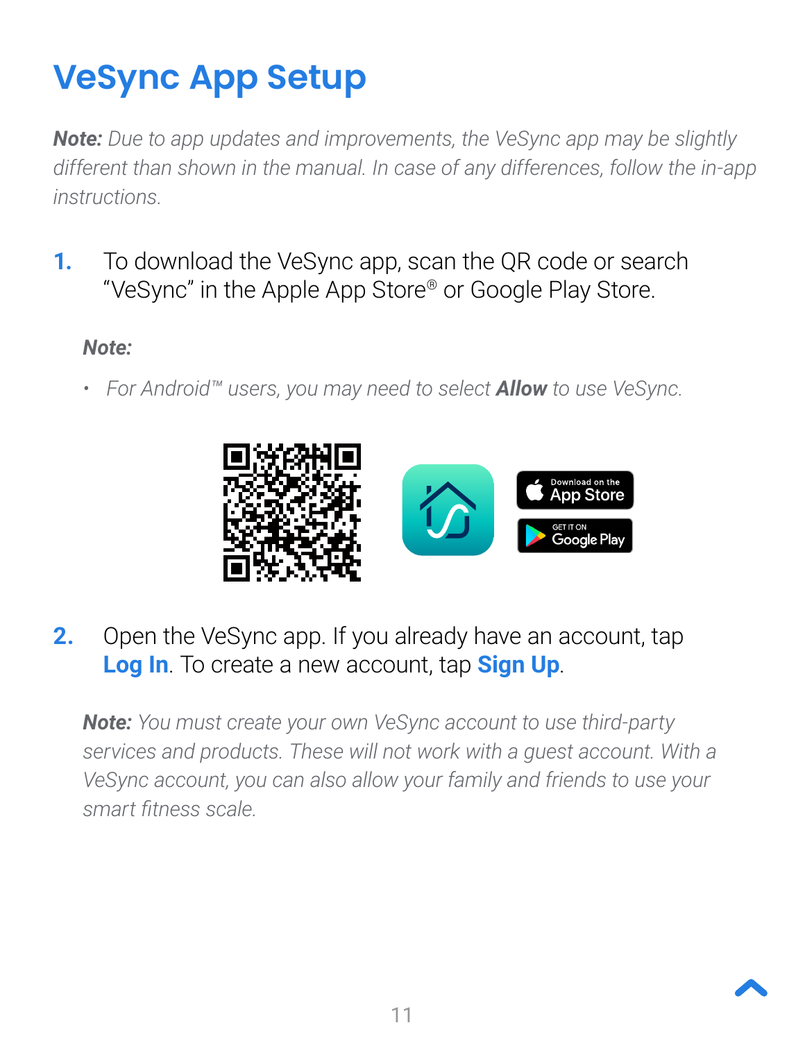# VeSync App Setup

***Note:*** *Due to app updates and improvements, the VeSync app may be slightly different than shown in the manual. In case of any differences, follow the in-app instructions.*

1. To download the VeSync app, scan the QR code or search "VeSync" in the Apple App Store® or Google Play Store.

   ***Note:***

   - *For Android™ users, you may need to select **Allow** to use VeSync.*

2. Open the VeSync app. If you already have an account, tap **Log In**. To create a new account, tap **Sign Up**.

   ***Note:*** *You must create your own VeSync account to use third-party services and products. These will not work with a guest account. With a VeSync account, you can also allow your family and friends to use your smart fitness scale.*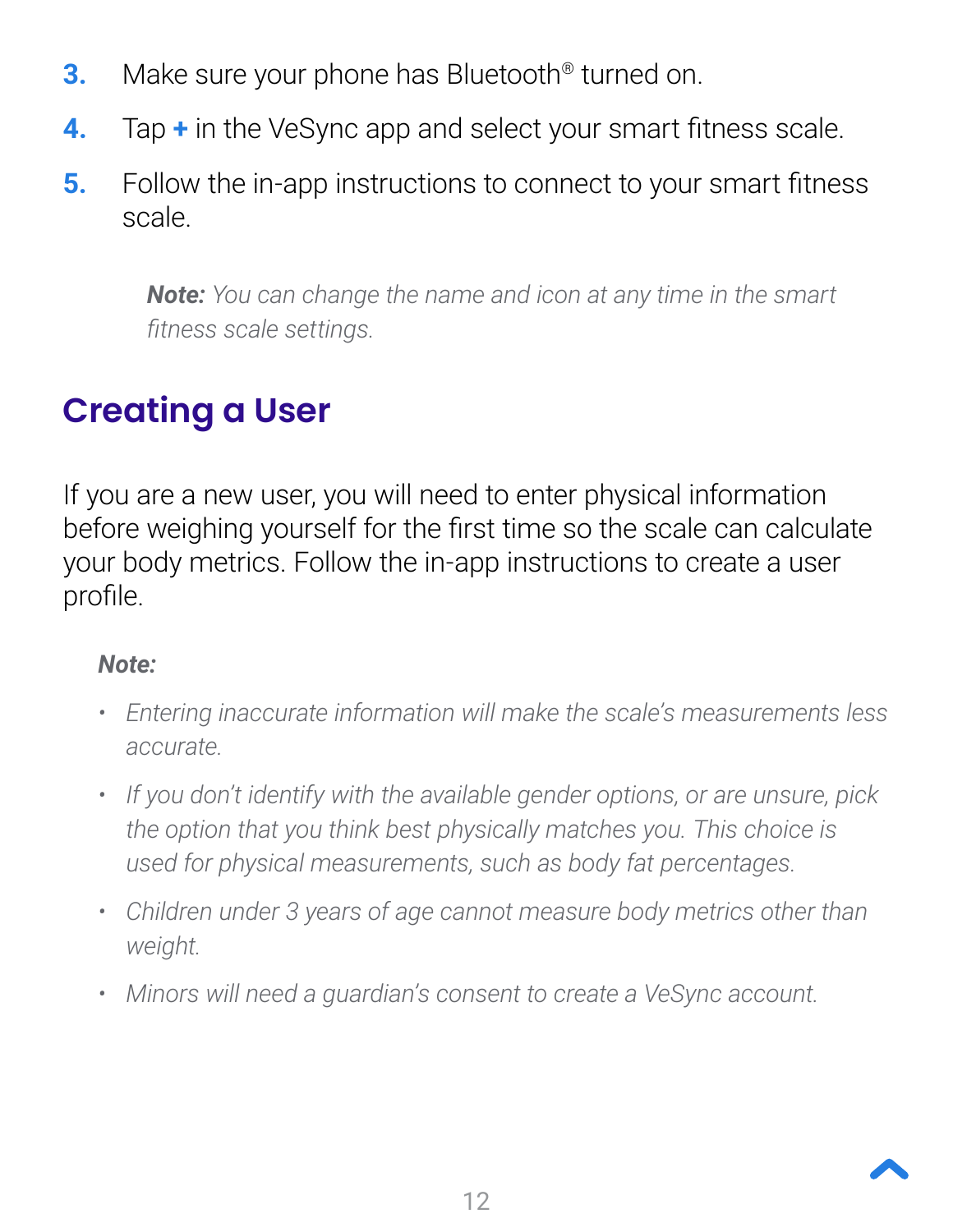3. Make sure your phone has Bluetooth® turned on.
4. Tap **+** in the VeSync app and select your smart fitness scale.
5. Follow the in-app instructions to connect to your smart fitness scale.

> ***Note:*** *You can change the name and icon at any time in the smart fitness scale settings.*

## Creating a User

If you are a new user, you will need to enter physical information before weighing yourself for the first time so the scale can calculate your body metrics. Follow the in-app instructions to create a user profile.

> ***Note:***
>
> - *Entering inaccurate information will make the scale's measurements less accurate.*
> - *If you don't identify with the available gender options, or are unsure, pick the option that you think best physically matches you. This choice is used for physical measurements, such as body fat percentages.*
> - *Children under 3 years of age cannot measure body metrics other than weight.*
> - *Minors will need a guardian's consent to create a VeSync account.*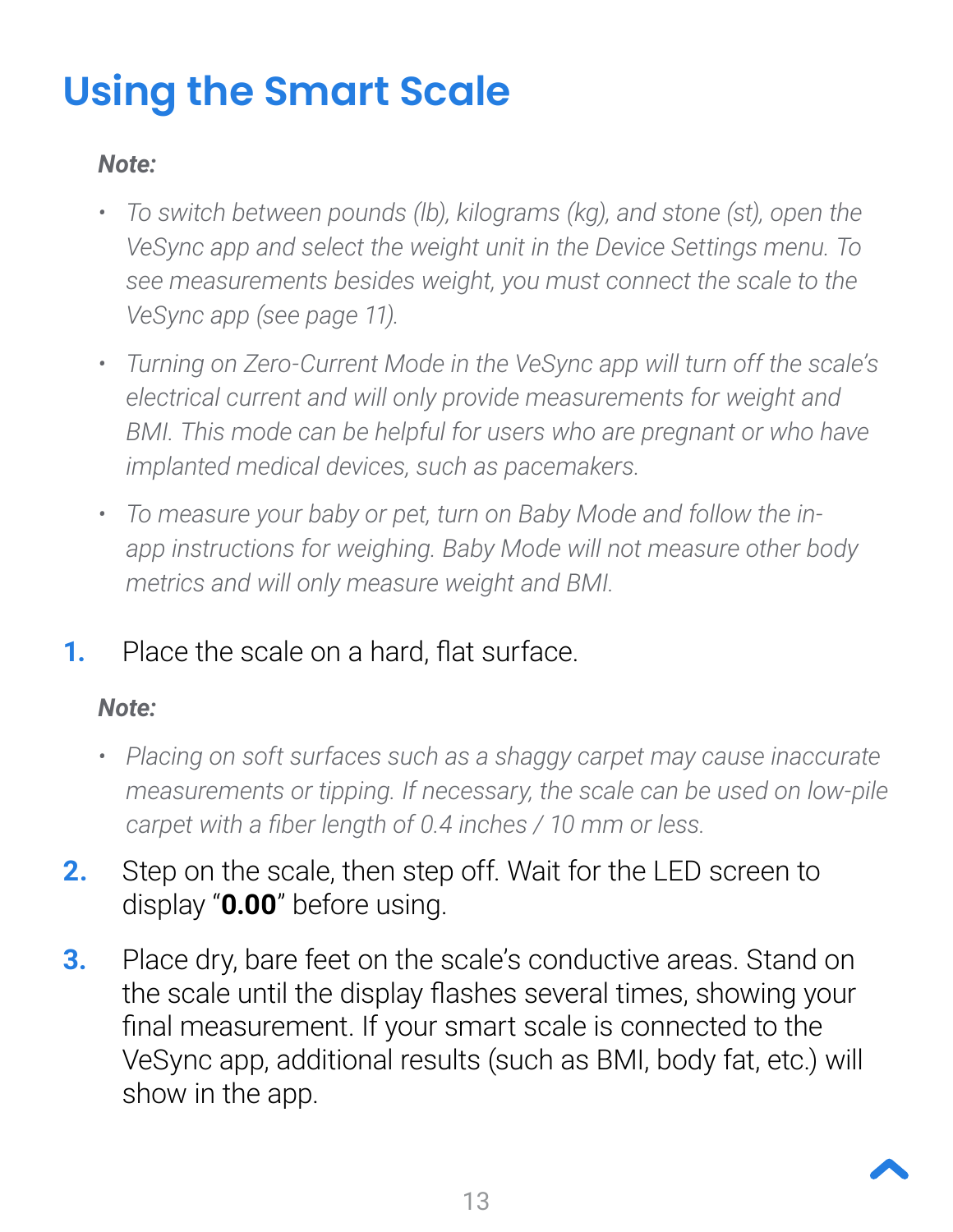# Using the Smart Scale

***Note:***

- *To switch between pounds (lb), kilograms (kg), and stone (st), open the VeSync app and select the weight unit in the Device Settings menu. To see measurements besides weight, you must connect the scale to the VeSync app (see page 11).*
- *Turning on Zero-Current Mode in the VeSync app will turn off the scale's electrical current and will only provide measurements for weight and BMI. This mode can be helpful for users who are pregnant or who have implanted medical devices, such as pacemakers.*
- *To measure your baby or pet, turn on Baby Mode and follow the in-app instructions for weighing. Baby Mode will not measure other body metrics and will only measure weight and BMI.*

1. Place the scale on a hard, flat surface.

   ***Note:***

   - *Placing on soft surfaces such as a shaggy carpet may cause inaccurate measurements or tipping. If necessary, the scale can be used on low-pile carpet with a fiber length of 0.4 inches / 10 mm or less.*

2. Step on the scale, then step off. Wait for the LED screen to display "**0.00**" before using.
3. Place dry, bare feet on the scale's conductive areas. Stand on the scale until the display flashes several times, showing your final measurement. If your smart scale is connected to the VeSync app, additional results (such as BMI, body fat, etc.) will show in the app.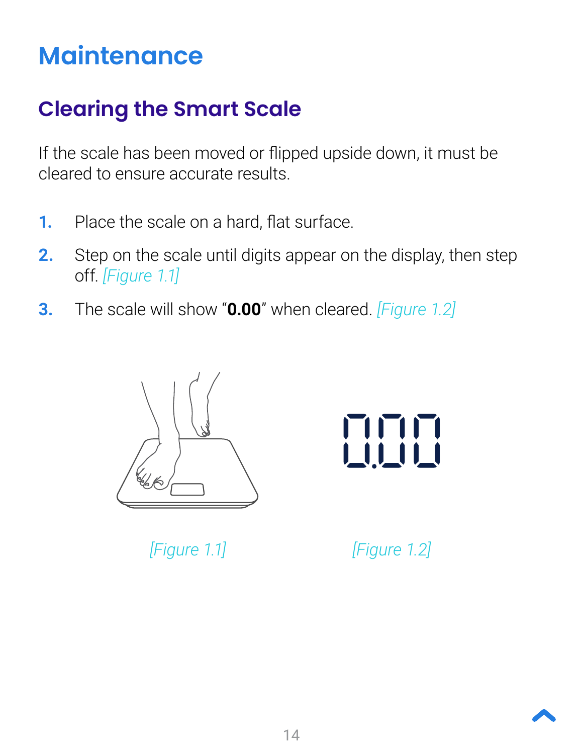# Maintenance

## Clearing the Smart Scale

If the scale has been moved or flipped upside down, it must be cleared to ensure accurate results.

1. Place the scale on a hard, flat surface.
2. Step on the scale until digits appear on the display, then step off. *[Figure 1.1]*
3. The scale will show "**0.00**" when cleared. *[Figure 1.2]*

*[Figure 1.1]*

*[Figure 1.2]*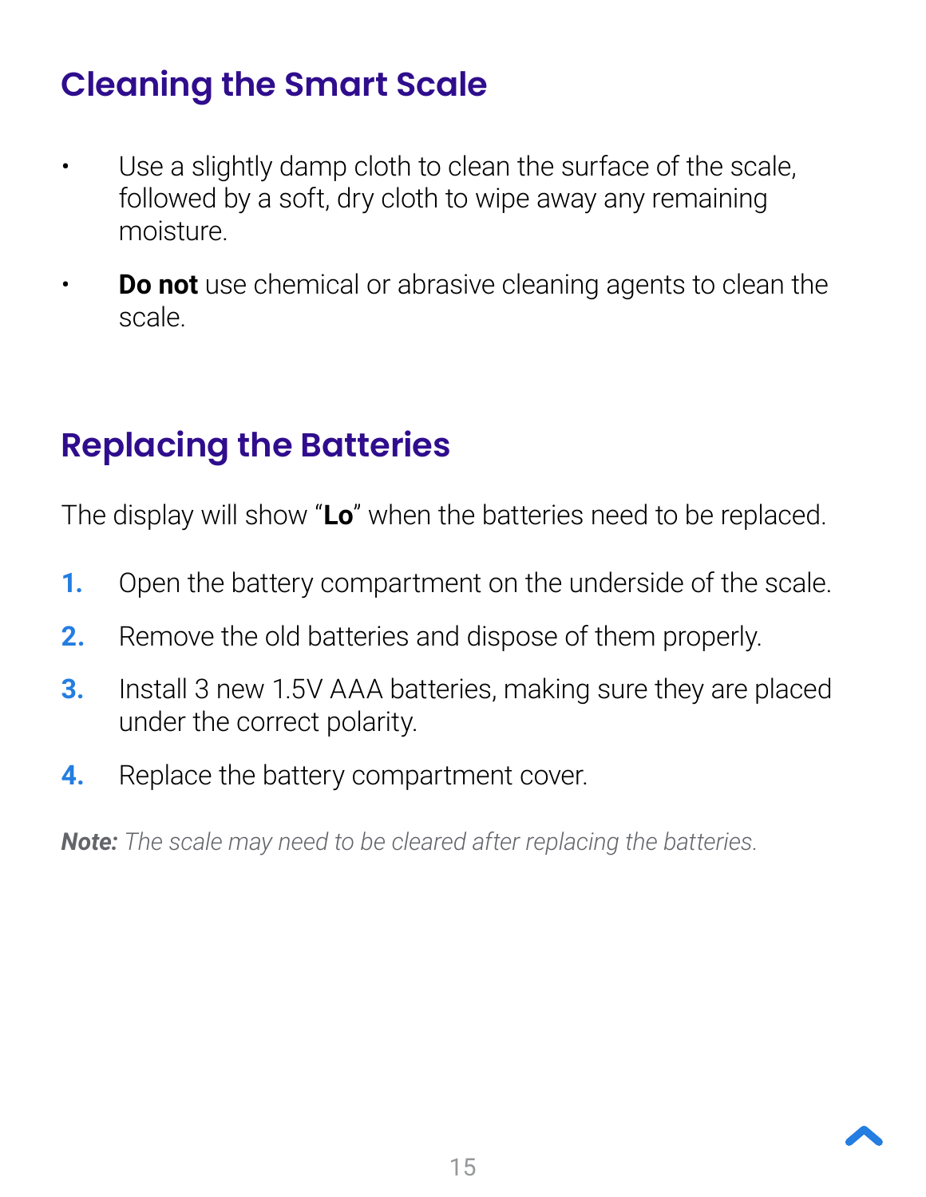## Cleaning the Smart Scale

- Use a slightly damp cloth to clean the surface of the scale, followed by a soft, dry cloth to wipe away any remaining moisture.
- **Do not** use chemical or abrasive cleaning agents to clean the scale.

## Replacing the Batteries

The display will show "**Lo**" when the batteries need to be replaced.

1. Open the battery compartment on the underside of the scale.
2. Remove the old batteries and dispose of them properly.
3. Install 3 new 1.5V AAA batteries, making sure they are placed under the correct polarity.
4. Replace the battery compartment cover.

***Note:*** *The scale may need to be cleared after replacing the batteries.*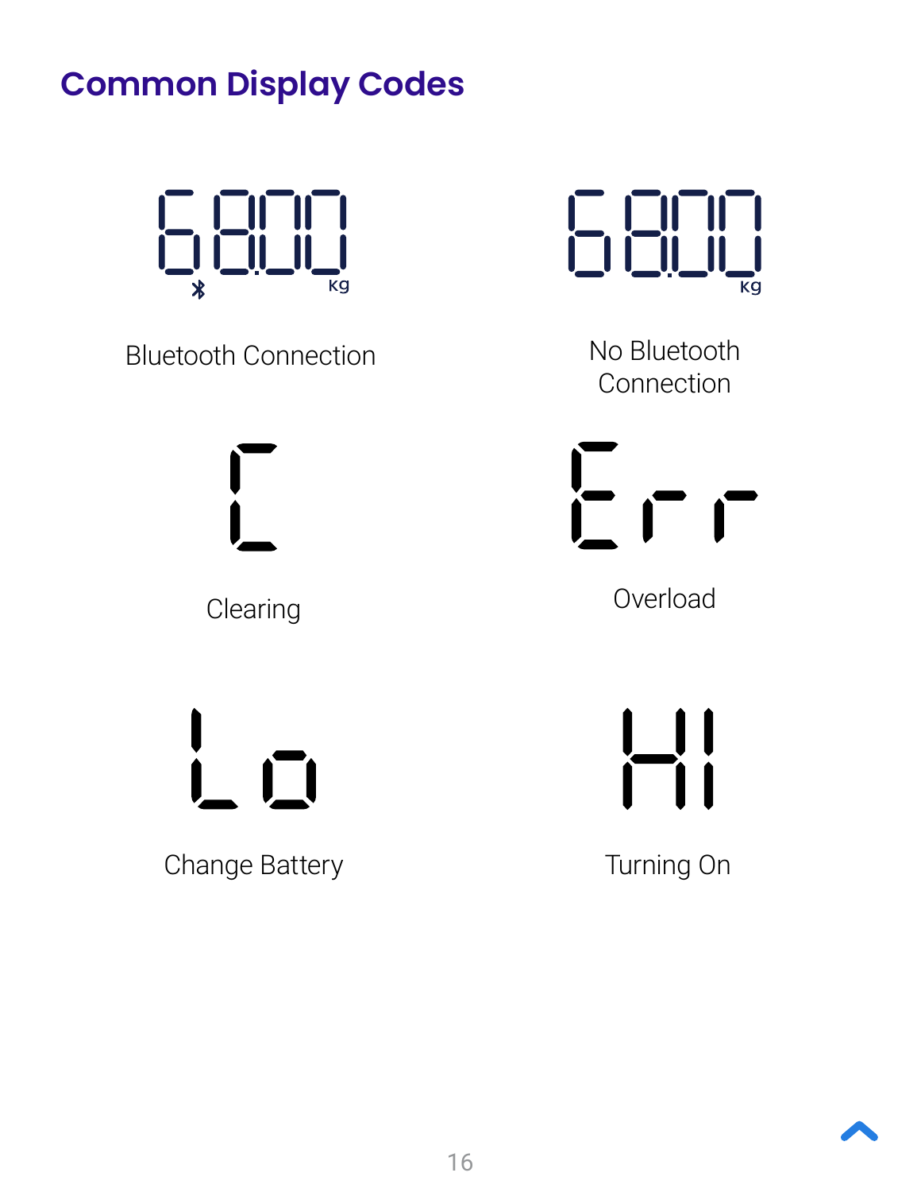## Common Display Codes

68.00 kg

Bluetooth Connection

68.00 kg

No Bluetooth Connection

C

Clearing

Err

Overload

Lo

Change Battery

HI

Turning On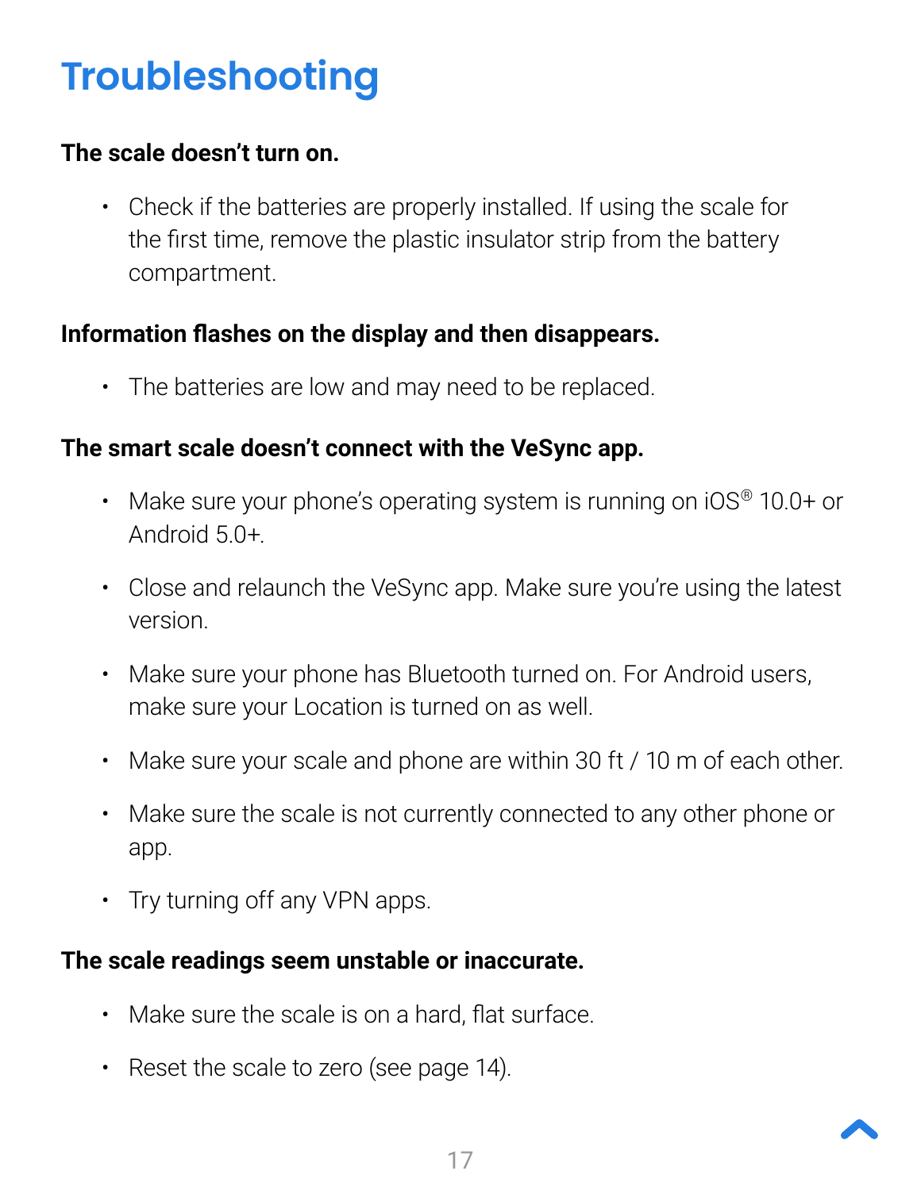# Troubleshooting

**The scale doesn't turn on.**

- Check if the batteries are properly installed. If using the scale for the first time, remove the plastic insulator strip from the battery compartment.

**Information flashes on the display and then disappears.**

- The batteries are low and may need to be replaced.

**The smart scale doesn't connect with the VeSync app.**

- Make sure your phone's operating system is running on iOS® 10.0+ or Android 5.0+.
- Close and relaunch the VeSync app. Make sure you're using the latest version.
- Make sure your phone has Bluetooth turned on. For Android users, make sure your Location is turned on as well.
- Make sure your scale and phone are within 30 ft / 10 m of each other.
- Make sure the scale is not currently connected to any other phone or app.
- Try turning off any VPN apps.

**The scale readings seem unstable or inaccurate.**

- Make sure the scale is on a hard, flat surface.
- Reset the scale to zero (see page 14).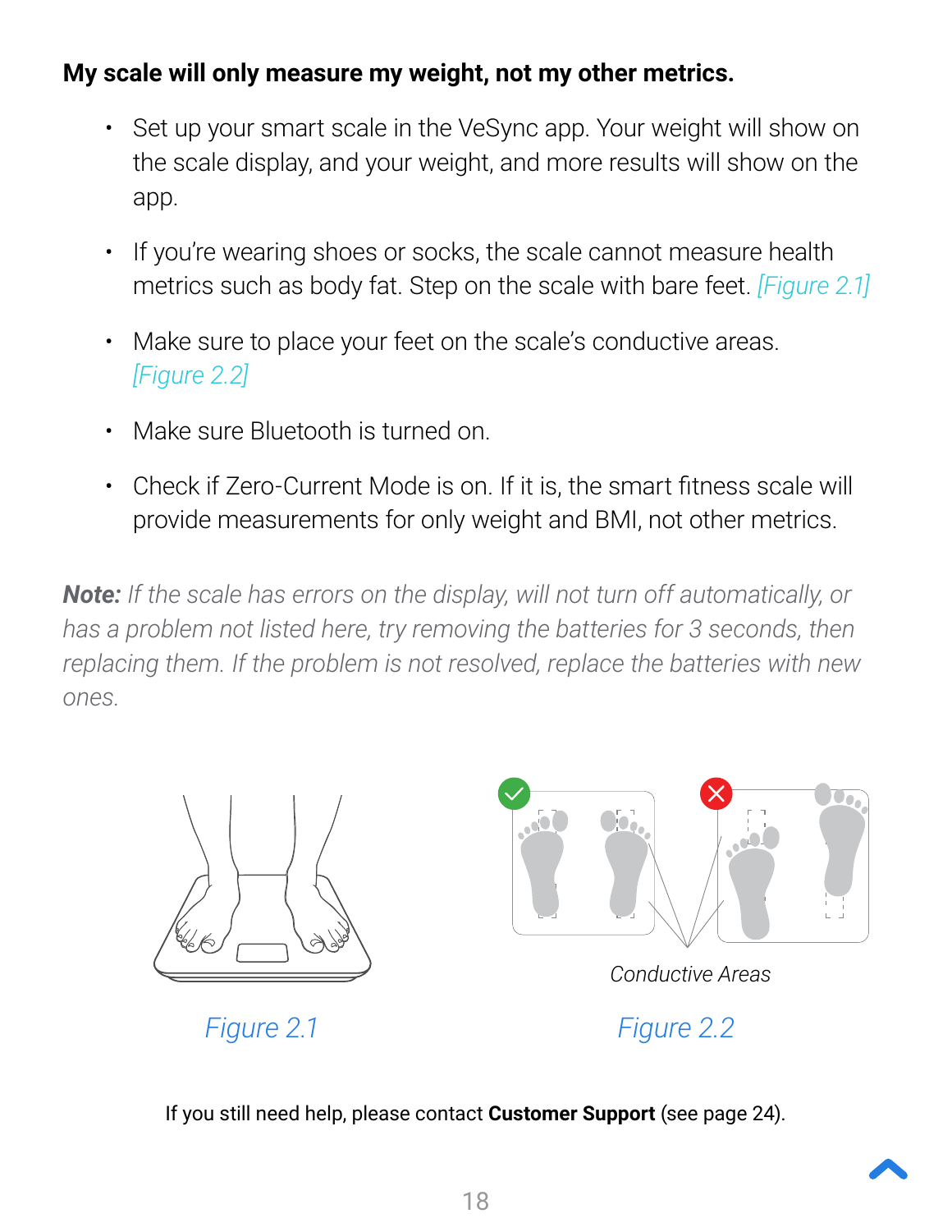**My scale will only measure my weight, not my other metrics.**

- Set up your smart scale in the VeSync app. Your weight will show on the scale display, and your weight, and more results will show on the app.
- If you're wearing shoes or socks, the scale cannot measure health metrics such as body fat. Step on the scale with bare feet. [Figure 2.1]
- Make sure to place your feet on the scale's conductive areas. [Figure 2.2]
- Make sure Bluetooth is turned on.
- Check if Zero-Current Mode is on. If it is, the smart fitness scale will provide measurements for only weight and BMI, not other metrics.

***Note:*** *If the scale has errors on the display, will not turn off automatically, or has a problem not listed here, try removing the batteries for 3 seconds, then replacing them. If the problem is not resolved, replace the batteries with new ones.*

*Figure 2.1*

*Conductive Areas*

*Figure 2.2*

If you still need help, please contact **Customer Support** (see page 24).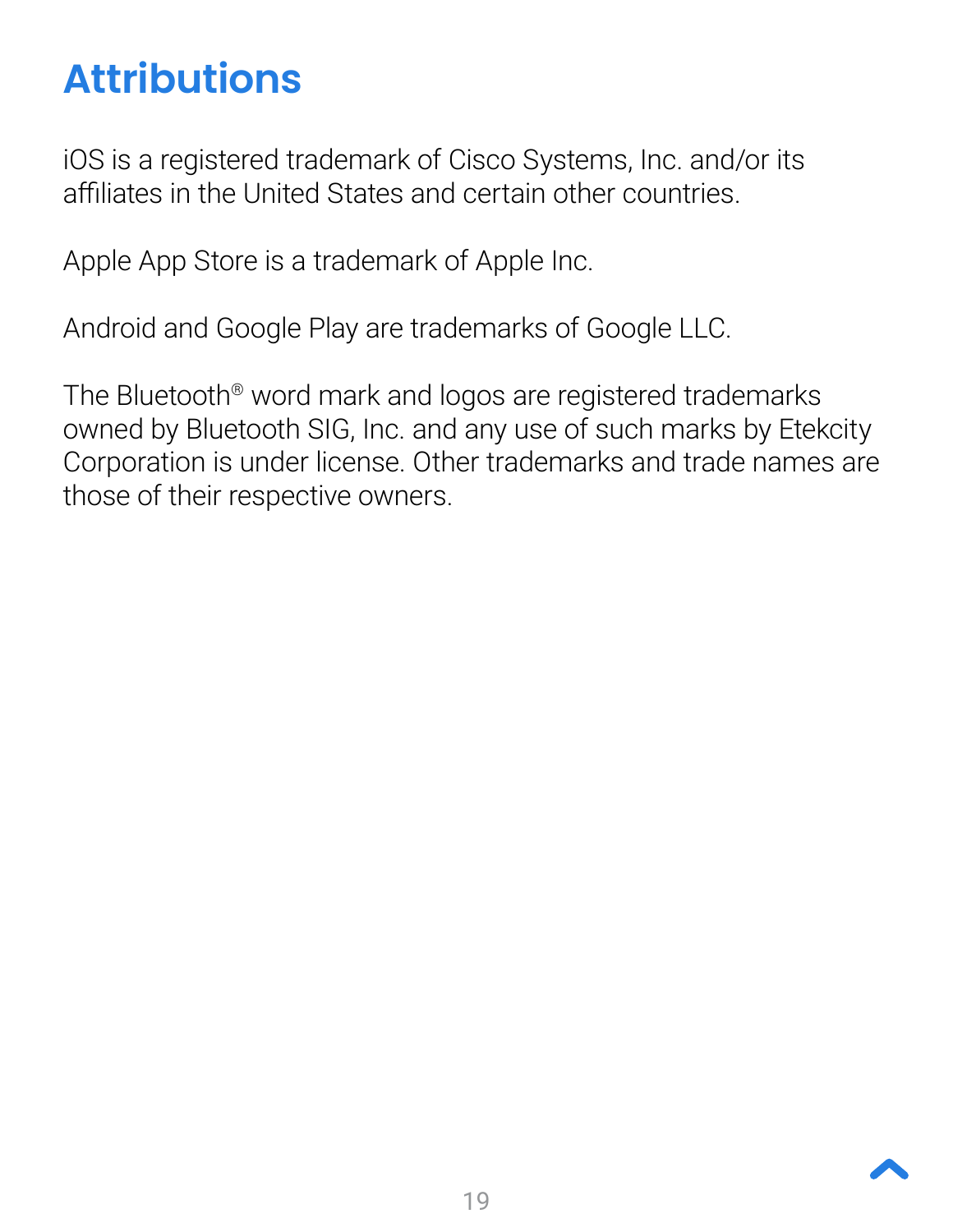# Attributions

iOS is a registered trademark of Cisco Systems, Inc. and/or its affiliates in the United States and certain other countries.

Apple App Store is a trademark of Apple Inc.

Android and Google Play are trademarks of Google LLC.

The Bluetooth® word mark and logos are registered trademarks owned by Bluetooth SIG, Inc. and any use of such marks by Etekcity Corporation is under license. Other trademarks and trade names are those of their respective owners.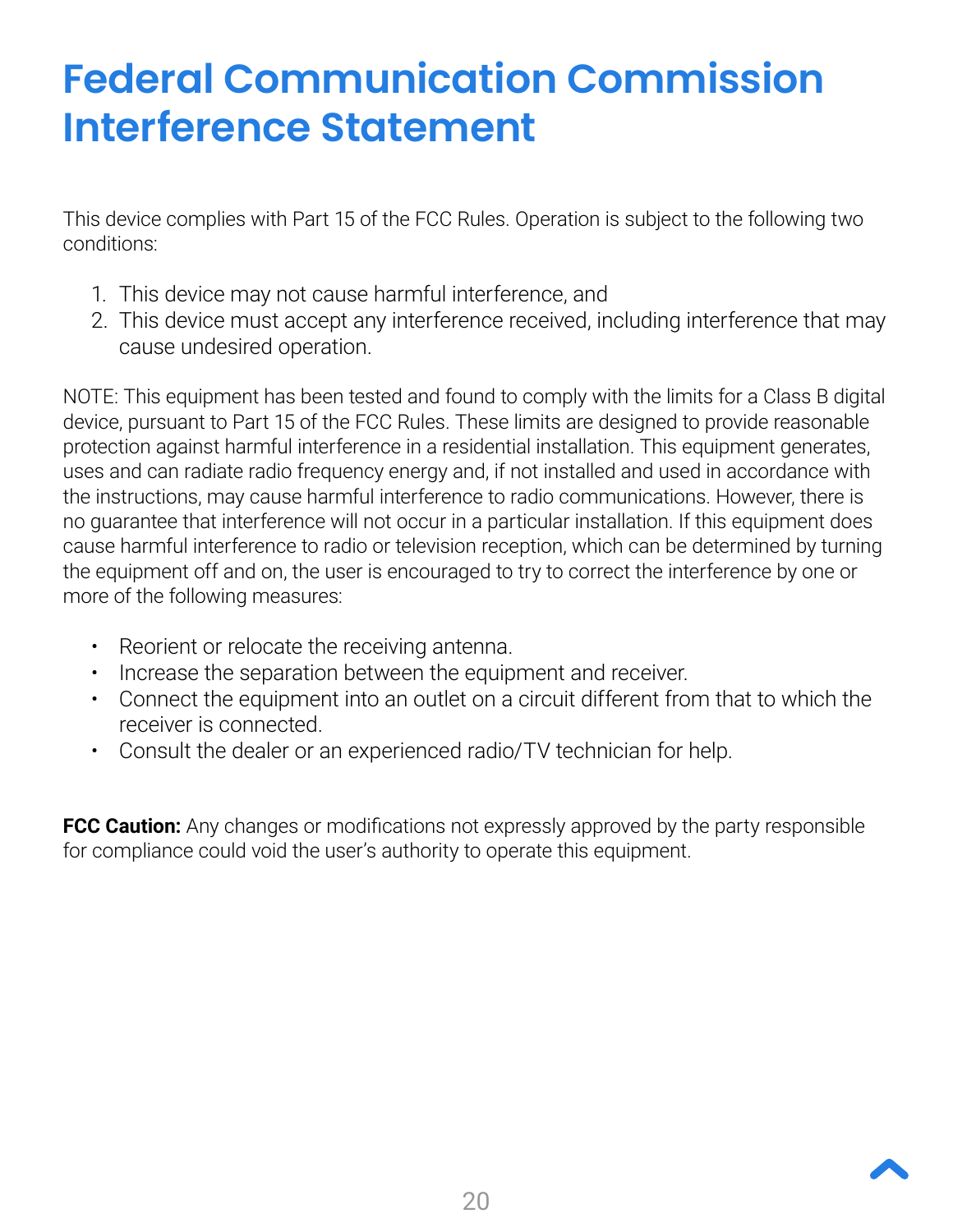# Federal Communication Commission Interference Statement

This device complies with Part 15 of the FCC Rules. Operation is subject to the following two conditions:

1. This device may not cause harmful interference, and
2. This device must accept any interference received, including interference that may cause undesired operation.

NOTE: This equipment has been tested and found to comply with the limits for a Class B digital device, pursuant to Part 15 of the FCC Rules. These limits are designed to provide reasonable protection against harmful interference in a residential installation. This equipment generates, uses and can radiate radio frequency energy and, if not installed and used in accordance with the instructions, may cause harmful interference to radio communications. However, there is no guarantee that interference will not occur in a particular installation. If this equipment does cause harmful interference to radio or television reception, which can be determined by turning the equipment off and on, the user is encouraged to try to correct the interference by one or more of the following measures:

- Reorient or relocate the receiving antenna.
- Increase the separation between the equipment and receiver.
- Connect the equipment into an outlet on a circuit different from that to which the receiver is connected.
- Consult the dealer or an experienced radio/TV technician for help.

**FCC Caution:** Any changes or modifications not expressly approved by the party responsible for compliance could void the user's authority to operate this equipment.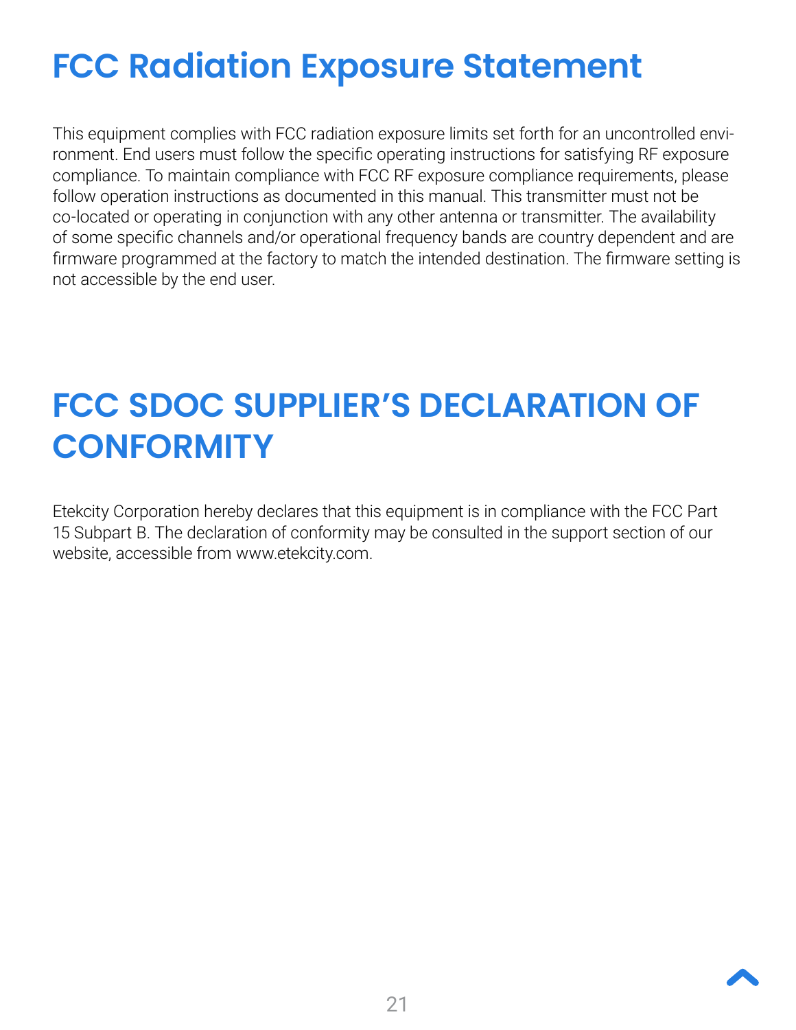# FCC Radiation Exposure Statement

This equipment complies with FCC radiation exposure limits set forth for an uncontrolled environment. End users must follow the specific operating instructions for satisfying RF exposure compliance. To maintain compliance with FCC RF exposure compliance requirements, please follow operation instructions as documented in this manual. This transmitter must not be co-located or operating in conjunction with any other antenna or transmitter. The availability of some specific channels and/or operational frequency bands are country dependent and are firmware programmed at the factory to match the intended destination. The firmware setting is not accessible by the end user.

# FCC SDOC SUPPLIER'S DECLARATION OF CONFORMITY

Etekcity Corporation hereby declares that this equipment is in compliance with the FCC Part 15 Subpart B. The declaration of conformity may be consulted in the support section of our website, accessible from www.etekcity.com.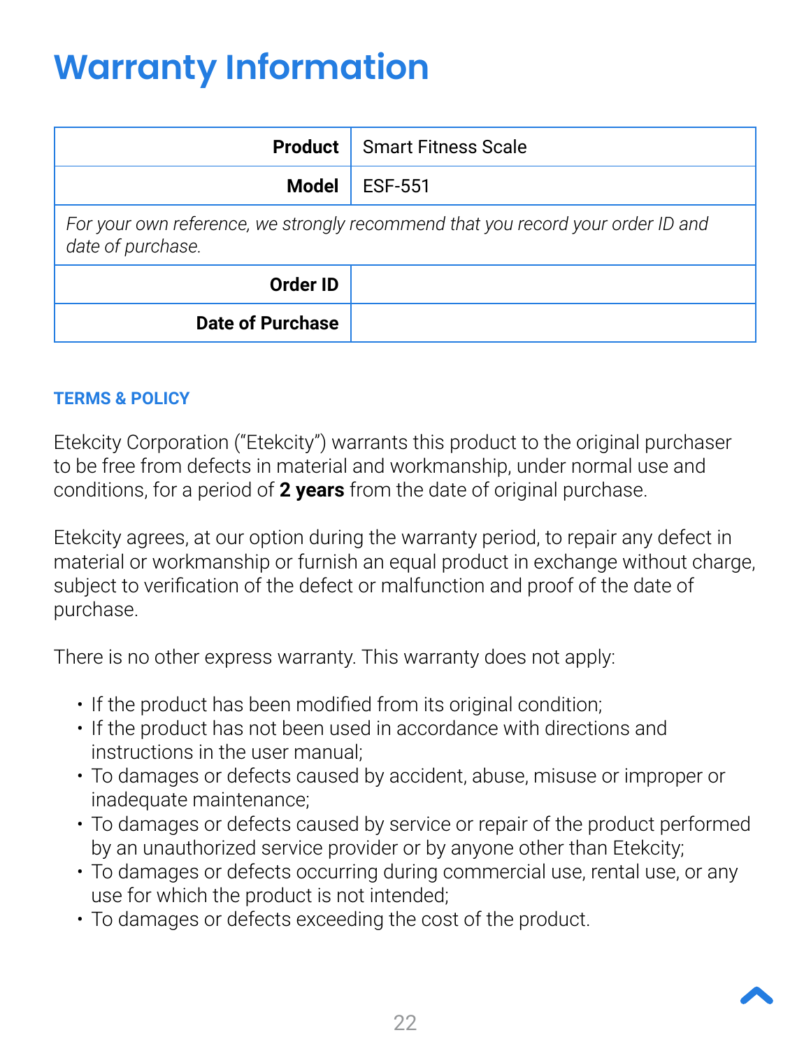# Warranty Information

| Product | Smart Fitness Scale |
|---|---|
| Model | ESF-551 |
| *For your own reference, we strongly recommend that you record your order ID and date of purchase.* | |
| Order ID | |
| Date of Purchase | |

### TERMS & POLICY

Etekcity Corporation ("Etekcity") warrants this product to the original purchaser to be free from defects in material and workmanship, under normal use and conditions, for a period of **2 years** from the date of original purchase.

Etekcity agrees, at our option during the warranty period, to repair any defect in material or workmanship or furnish an equal product in exchange without charge, subject to verification of the defect or malfunction and proof of the date of purchase.

There is no other express warranty. This warranty does not apply:

- If the product has been modified from its original condition;
- If the product has not been used in accordance with directions and instructions in the user manual;
- To damages or defects caused by accident, abuse, misuse or improper or inadequate maintenance;
- To damages or defects caused by service or repair of the product performed by an unauthorized service provider or by anyone other than Etekcity;
- To damages or defects occurring during commercial use, rental use, or any use for which the product is not intended;
- To damages or defects exceeding the cost of the product.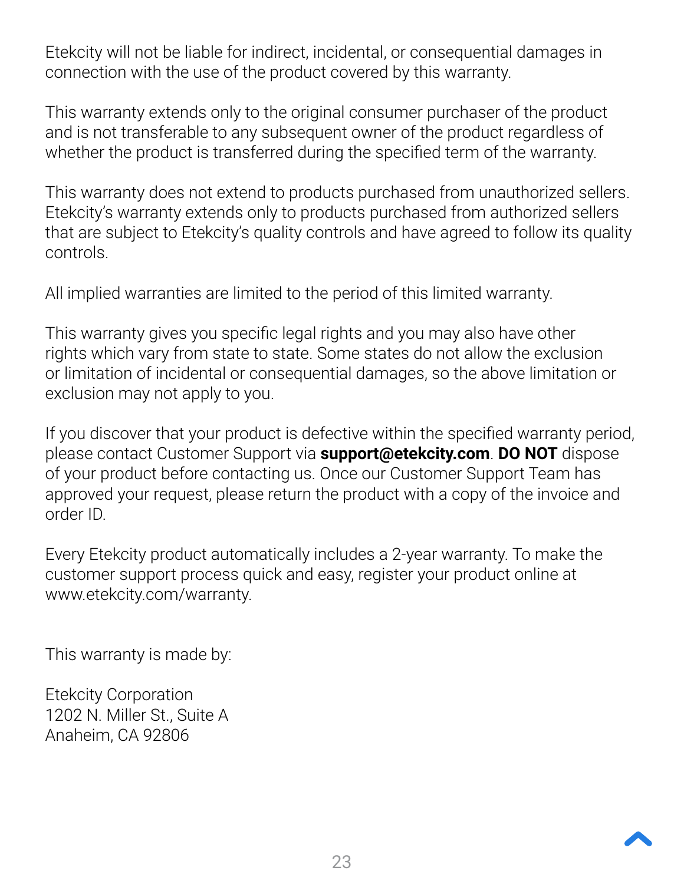Etekcity will not be liable for indirect, incidental, or consequential damages in connection with the use of the product covered by this warranty.

This warranty extends only to the original consumer purchaser of the product and is not transferable to any subsequent owner of the product regardless of whether the product is transferred during the specified term of the warranty.

This warranty does not extend to products purchased from unauthorized sellers. Etekcity's warranty extends only to products purchased from authorized sellers that are subject to Etekcity's quality controls and have agreed to follow its quality controls.

All implied warranties are limited to the period of this limited warranty.

This warranty gives you specific legal rights and you may also have other rights which vary from state to state. Some states do not allow the exclusion or limitation of incidental or consequential damages, so the above limitation or exclusion may not apply to you.

If you discover that your product is defective within the specified warranty period, please contact Customer Support via **support@etekcity.com**. **DO NOT** dispose of your product before contacting us. Once our Customer Support Team has approved your request, please return the product with a copy of the invoice and order ID.

Every Etekcity product automatically includes a 2-year warranty. To make the customer support process quick and easy, register your product online at www.etekcity.com/warranty.

This warranty is made by:

Etekcity Corporation
1202 N. Miller St., Suite A
Anaheim, CA 92806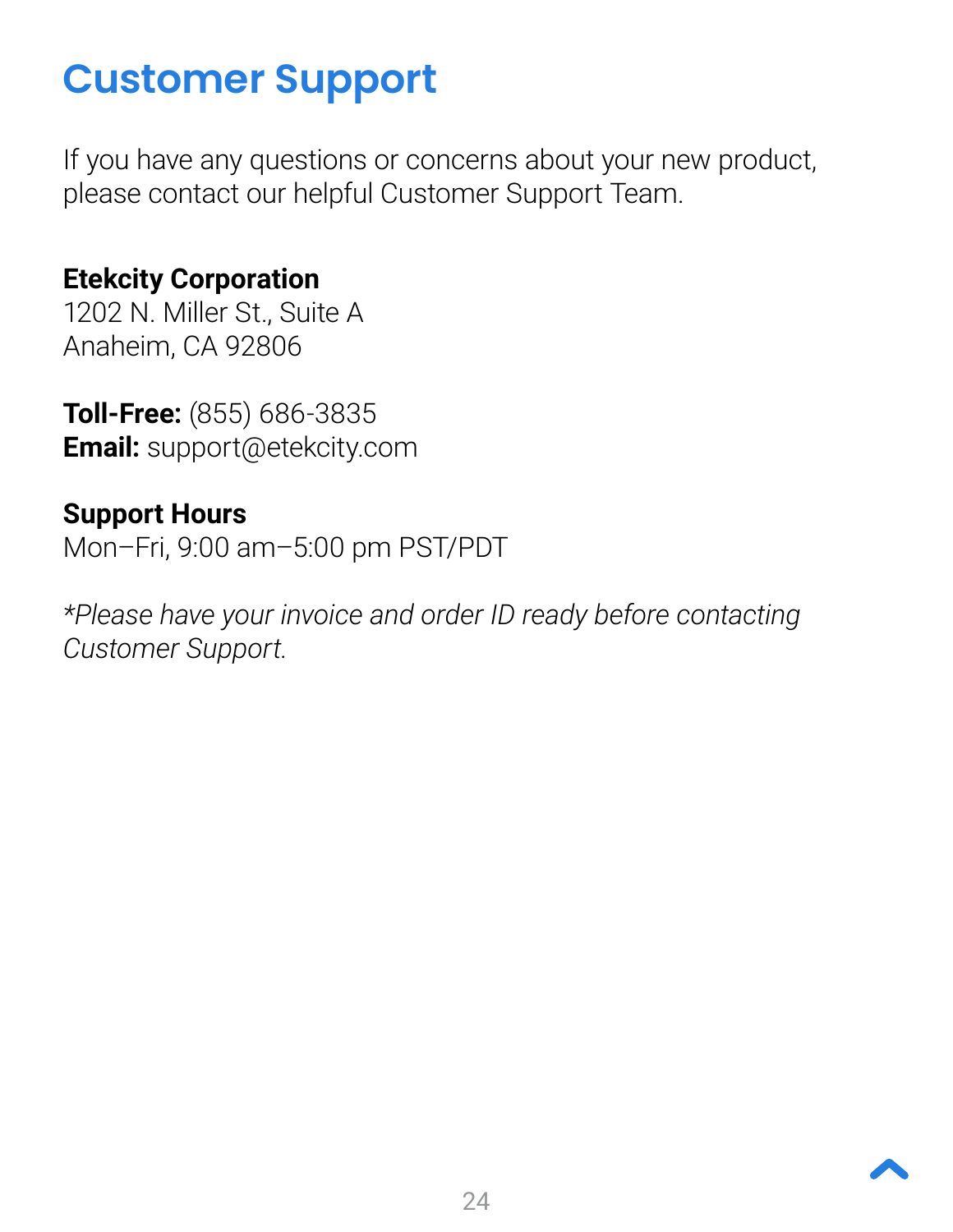# Customer Support

If you have any questions or concerns about your new product, please contact our helpful Customer Support Team.

**Etekcity Corporation**
1202 N. Miller St., Suite A
Anaheim, CA 92806

**Toll-Free:** (855) 686-3835
**Email:** support@etekcity.com

**Support Hours**
Mon–Fri, 9:00 am–5:00 pm PST/PDT

*\*Please have your invoice and order ID ready before contacting Customer Support.*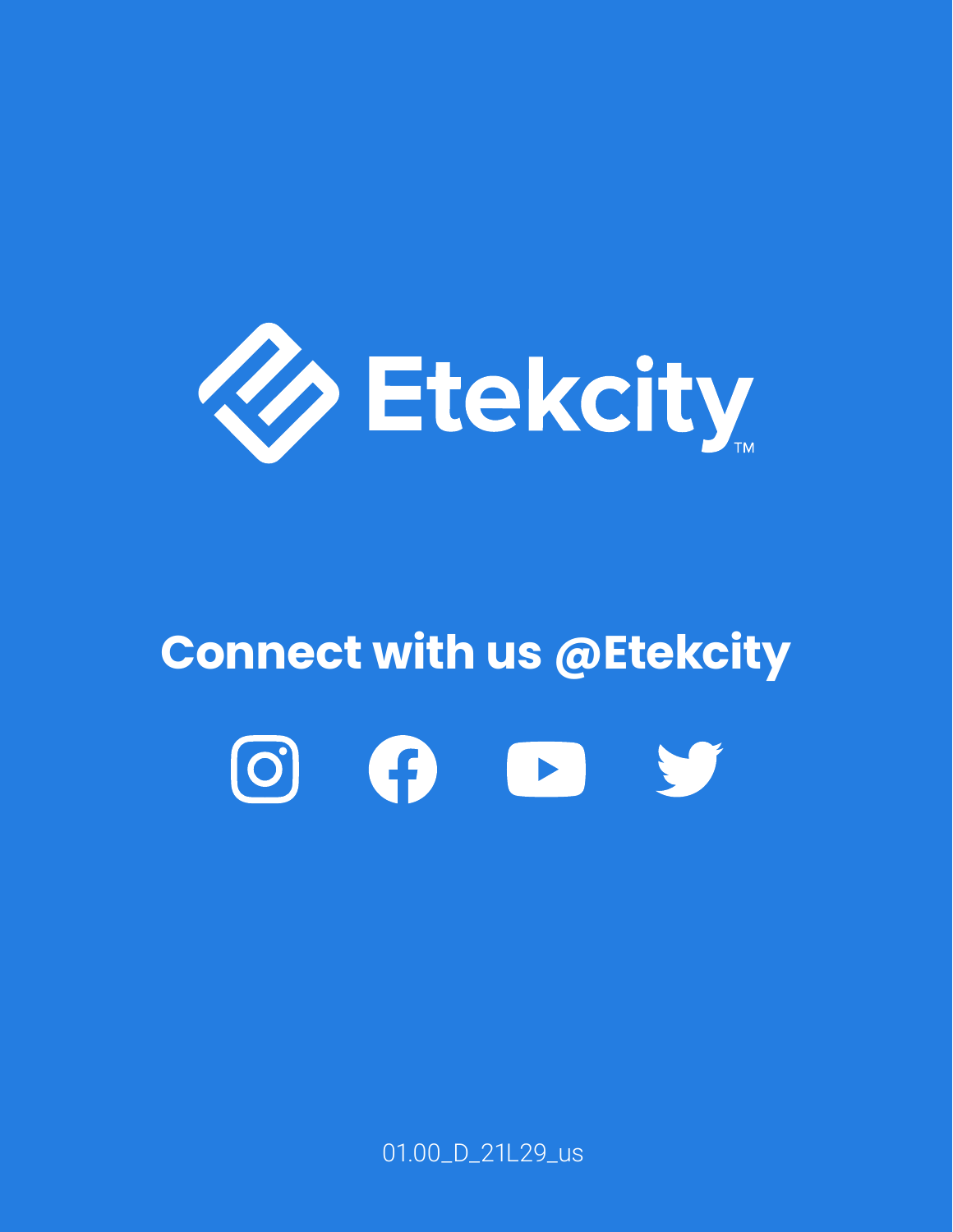Etekcity™

**Connect with us @Etekcity**

01.00_D_21L29_us